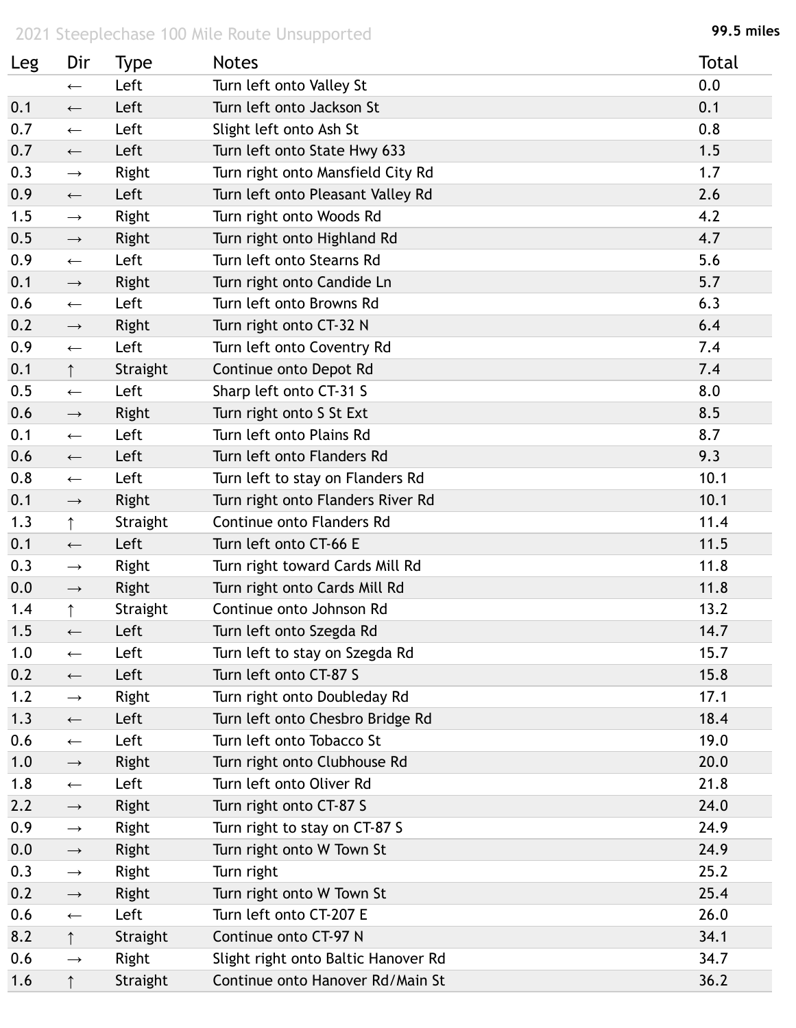2021 Steeplechase 100 Mile Route Unsupported

**99.5 miles**

| Leg | Dir | Type | Notes | Total |
|---|---|---|---|---|
| | ← | Left | Turn left onto Valley St | 0.0 |
| 0.1 | ← | Left | Turn left onto Jackson St | 0.1 |
| 0.7 | ← | Left | Slight left onto Ash St | 0.8 |
| 0.7 | ← | Left | Turn left onto State Hwy 633 | 1.5 |
| 0.3 | → | Right | Turn right onto Mansfield City Rd | 1.7 |
| 0.9 | ← | Left | Turn left onto Pleasant Valley Rd | 2.6 |
| 1.5 | → | Right | Turn right onto Woods Rd | 4.2 |
| 0.5 | → | Right | Turn right onto Highland Rd | 4.7 |
| 0.9 | ← | Left | Turn left onto Stearns Rd | 5.6 |
| 0.1 | → | Right | Turn right onto Candide Ln | 5.7 |
| 0.6 | ← | Left | Turn left onto Browns Rd | 6.3 |
| 0.2 | → | Right | Turn right onto CT-32 N | 6.4 |
| 0.9 | ← | Left | Turn left onto Coventry Rd | 7.4 |
| 0.1 | ↑ | Straight | Continue onto Depot Rd | 7.4 |
| 0.5 | ← | Left | Sharp left onto CT-31 S | 8.0 |
| 0.6 | → | Right | Turn right onto S St Ext | 8.5 |
| 0.1 | ← | Left | Turn left onto Plains Rd | 8.7 |
| 0.6 | ← | Left | Turn left onto Flanders Rd | 9.3 |
| 0.8 | ← | Left | Turn left to stay on Flanders Rd | 10.1 |
| 0.1 | → | Right | Turn right onto Flanders River Rd | 10.1 |
| 1.3 | ↑ | Straight | Continue onto Flanders Rd | 11.4 |
| 0.1 | ← | Left | Turn left onto CT-66 E | 11.5 |
| 0.3 | → | Right | Turn right toward Cards Mill Rd | 11.8 |
| 0.0 | → | Right | Turn right onto Cards Mill Rd | 11.8 |
| 1.4 | ↑ | Straight | Continue onto Johnson Rd | 13.2 |
| 1.5 | ← | Left | Turn left onto Szegda Rd | 14.7 |
| 1.0 | ← | Left | Turn left to stay on Szegda Rd | 15.7 |
| 0.2 | ← | Left | Turn left onto CT-87 S | 15.8 |
| 1.2 | → | Right | Turn right onto Doubleday Rd | 17.1 |
| 1.3 | ← | Left | Turn left onto Chesbro Bridge Rd | 18.4 |
| 0.6 | ← | Left | Turn left onto Tobacco St | 19.0 |
| 1.0 | → | Right | Turn right onto Clubhouse Rd | 20.0 |
| 1.8 | ← | Left | Turn left onto Oliver Rd | 21.8 |
| 2.2 | → | Right | Turn right onto CT-87 S | 24.0 |
| 0.9 | → | Right | Turn right to stay on CT-87 S | 24.9 |
| 0.0 | → | Right | Turn right onto W Town St | 24.9 |
| 0.3 | → | Right | Turn right | 25.2 |
| 0.2 | → | Right | Turn right onto W Town St | 25.4 |
| 0.6 | ← | Left | Turn left onto CT-207 E | 26.0 |
| 8.2 | ↑ | Straight | Continue onto CT-97 N | 34.1 |
| 0.6 | → | Right | Slight right onto Baltic Hanover Rd | 34.7 |
| 1.6 | ↑ | Straight | Continue onto Hanover Rd/Main St | 36.2 |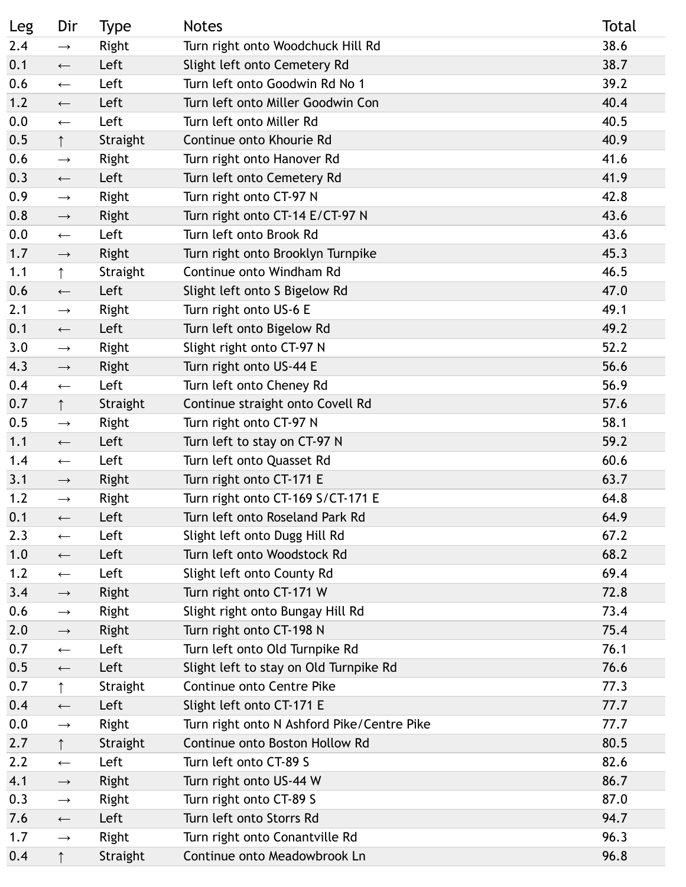| Leg | Dir | Type | Notes | Total |
|---|---|---|---|---|
| 2.4 | → | Right | Turn right onto Woodchuck Hill Rd | 38.6 |
| 0.1 | ← | Left | Slight left onto Cemetery Rd | 38.7 |
| 0.6 | ← | Left | Turn left onto Goodwin Rd No 1 | 39.2 |
| 1.2 | ← | Left | Turn left onto Miller Goodwin Con | 40.4 |
| 0.0 | ← | Left | Turn left onto Miller Rd | 40.5 |
| 0.5 | ↑ | Straight | Continue onto Khourie Rd | 40.9 |
| 0.6 | → | Right | Turn right onto Hanover Rd | 41.6 |
| 0.3 | ← | Left | Turn left onto Cemetery Rd | 41.9 |
| 0.9 | → | Right | Turn right onto CT-97 N | 42.8 |
| 0.8 | → | Right | Turn right onto CT-14 E/CT-97 N | 43.6 |
| 0.0 | ← | Left | Turn left onto Brook Rd | 43.6 |
| 1.7 | → | Right | Turn right onto Brooklyn Turnpike | 45.3 |
| 1.1 | ↑ | Straight | Continue onto Windham Rd | 46.5 |
| 0.6 | ← | Left | Slight left onto S Bigelow Rd | 47.0 |
| 2.1 | → | Right | Turn right onto US-6 E | 49.1 |
| 0.1 | ← | Left | Turn left onto Bigelow Rd | 49.2 |
| 3.0 | → | Right | Slight right onto CT-97 N | 52.2 |
| 4.3 | → | Right | Turn right onto US-44 E | 56.6 |
| 0.4 | ← | Left | Turn left onto Cheney Rd | 56.9 |
| 0.7 | ↑ | Straight | Continue straight onto Covell Rd | 57.6 |
| 0.5 | → | Right | Turn right onto CT-97 N | 58.1 |
| 1.1 | ← | Left | Turn left to stay on CT-97 N | 59.2 |
| 1.4 | ← | Left | Turn left onto Quasset Rd | 60.6 |
| 3.1 | → | Right | Turn right onto CT-171 E | 63.7 |
| 1.2 | → | Right | Turn right onto CT-169 S/CT-171 E | 64.8 |
| 0.1 | ← | Left | Turn left onto Roseland Park Rd | 64.9 |
| 2.3 | ← | Left | Slight left onto Dugg Hill Rd | 67.2 |
| 1.0 | ← | Left | Turn left onto Woodstock Rd | 68.2 |
| 1.2 | ← | Left | Slight left onto County Rd | 69.4 |
| 3.4 | → | Right | Turn right onto CT-171 W | 72.8 |
| 0.6 | → | Right | Slight right onto Bungay Hill Rd | 73.4 |
| 2.0 | → | Right | Turn right onto CT-198 N | 75.4 |
| 0.7 | ← | Left | Turn left onto Old Turnpike Rd | 76.1 |
| 0.5 | ← | Left | Slight left to stay on Old Turnpike Rd | 76.6 |
| 0.7 | ↑ | Straight | Continue onto Centre Pike | 77.3 |
| 0.4 | ← | Left | Slight left onto CT-171 E | 77.7 |
| 0.0 | → | Right | Turn right onto N Ashford Pike/Centre Pike | 77.7 |
| 2.7 | ↑ | Straight | Continue onto Boston Hollow Rd | 80.5 |
| 2.2 | ← | Left | Turn left onto CT-89 S | 82.6 |
| 4.1 | → | Right | Turn right onto US-44 W | 86.7 |
| 0.3 | → | Right | Turn right onto CT-89 S | 87.0 |
| 7.6 | ← | Left | Turn left onto Storrs Rd | 94.7 |
| 1.7 | → | Right | Turn right onto Conantville Rd | 96.3 |
| 0.4 | ↑ | Straight | Continue onto Meadowbrook Ln | 96.8 |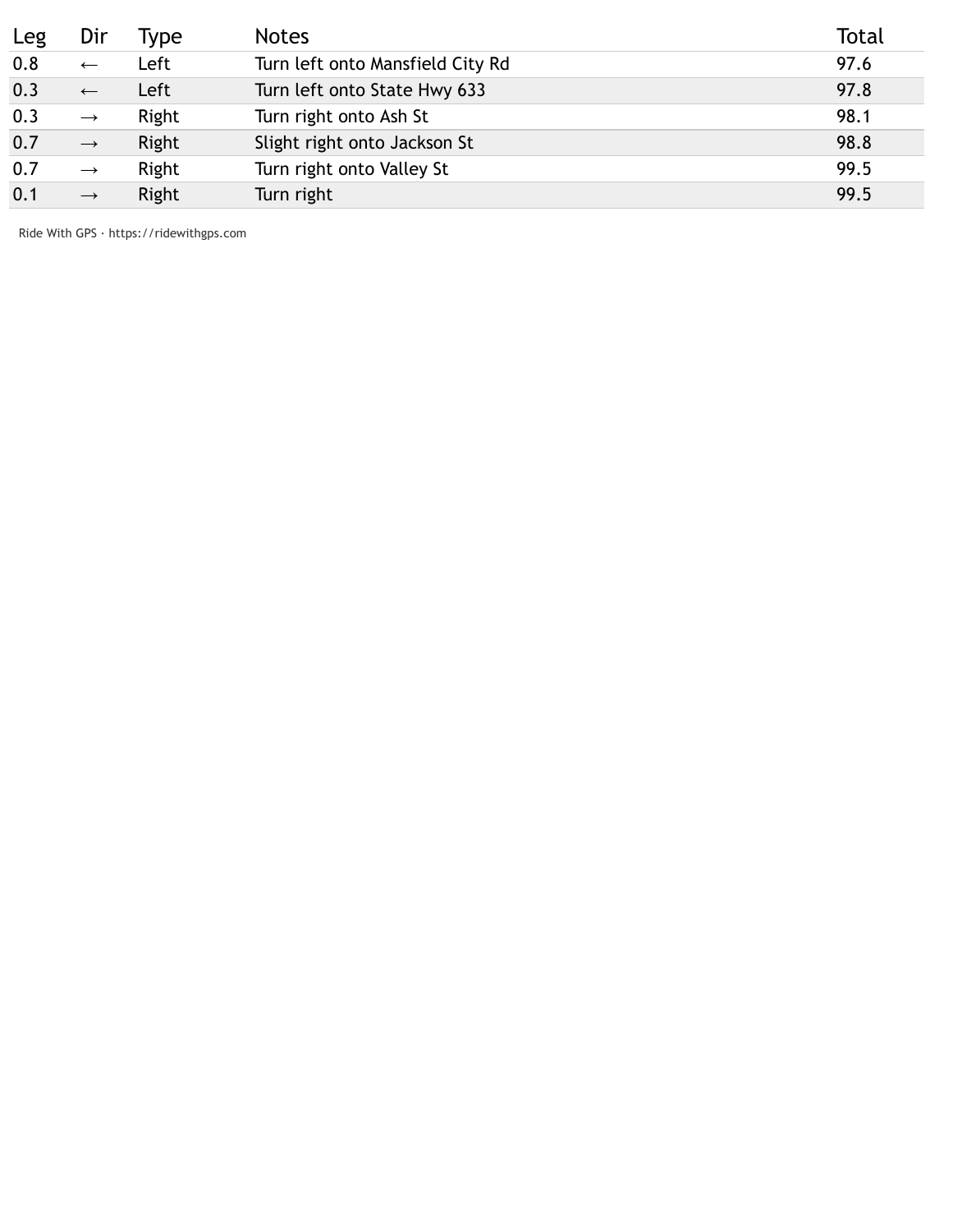| Leg | Dir | Type | Notes | Total |
|---|---|---|---|---|
| 0.8 | ← | Left | Turn left onto Mansfield City Rd | 97.6 |
| 0.3 | ← | Left | Turn left onto State Hwy 633 | 97.8 |
| 0.3 | → | Right | Turn right onto Ash St | 98.1 |
| 0.7 | → | Right | Slight right onto Jackson St | 98.8 |
| 0.7 | → | Right | Turn right onto Valley St | 99.5 |
| 0.1 | → | Right | Turn right | 99.5 |

Ride With GPS · https://ridewithgps.com